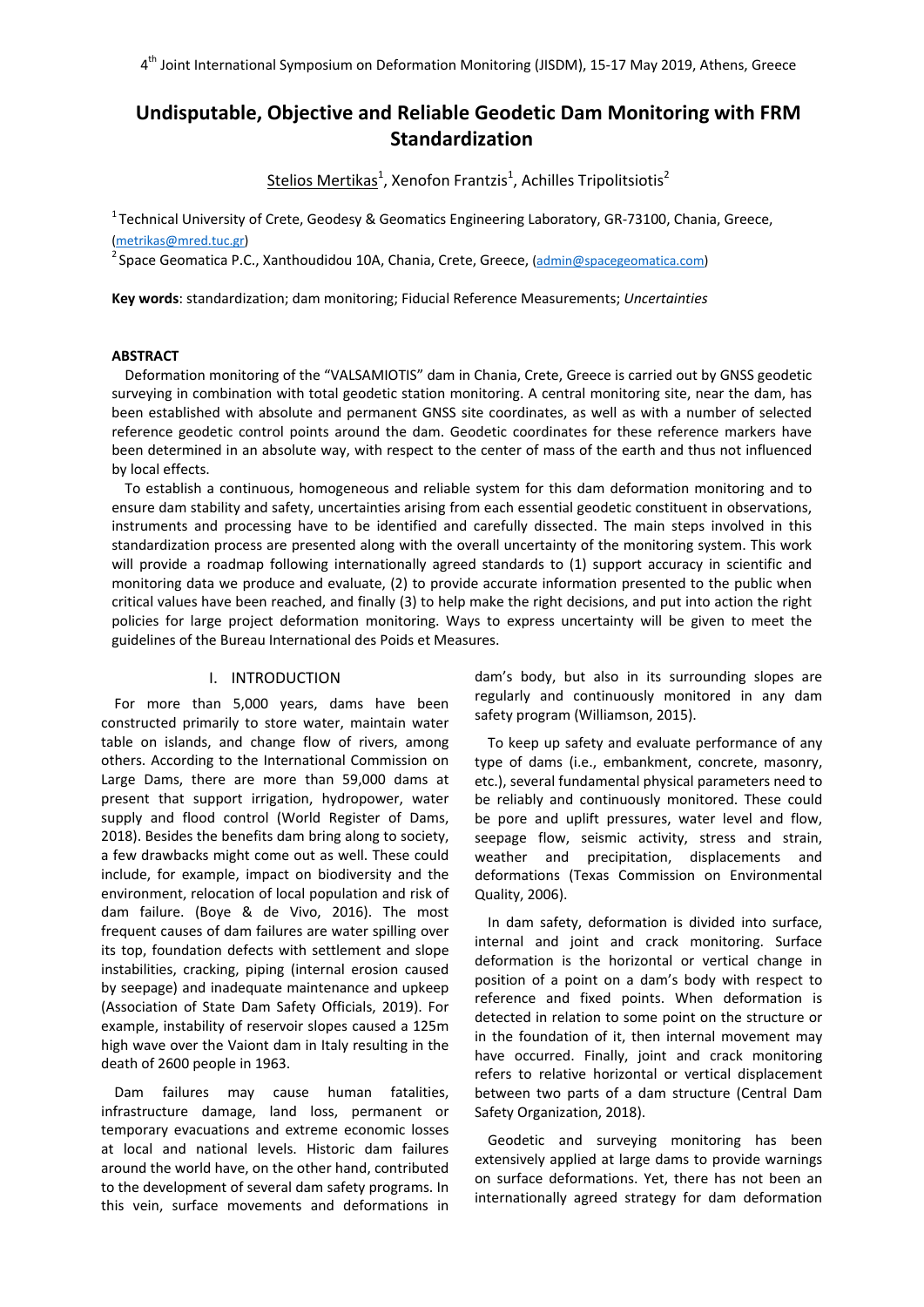# Undisputable, Objective and Reliable Geodetic Dam Monitoring with FRM Standardization

Stelios Mertikas[1], Xenofon Frantzis[1], Achilles Tripolitsiotis[2]

[1] Technical University of Crete, Geodesy & Geomatics Engineering Laboratory, GR-73100, Chania, Greece, (metrikas@mred.tuc.gr)

[2] Space Geomatica P.C., Xanthoudidou 10A, Chania, Crete, Greece, (admin@spacegeomatica.com)

**Key words**: standardization; dam monitoring; Fiducial Reference Measurements; *Uncertainties*

## ABSTRACT

Deformation monitoring of the "VALSAMIOTIS" dam in Chania, Crete, Greece is carried out by GNSS geodetic surveying in combination with total geodetic station monitoring. A central monitoring site, near the dam, has been established with absolute and permanent GNSS site coordinates, as well as with a number of selected reference geodetic control points around the dam. Geodetic coordinates for these reference markers have been determined in an absolute way, with respect to the center of mass of the earth and thus not influenced by local effects.

To establish a continuous, homogeneous and reliable system for this dam deformation monitoring and to ensure dam stability and safety, uncertainties arising from each essential geodetic constituent in observations, instruments and processing have to be identified and carefully dissected. The main steps involved in this standardization process are presented along with the overall uncertainty of the monitoring system. This work will provide a roadmap following internationally agreed standards to (1) support accuracy in scientific and monitoring data we produce and evaluate, (2) to provide accurate information presented to the public when critical values have been reached, and finally (3) to help make the right decisions, and put into action the right policies for large project deformation monitoring. Ways to express uncertainty will be given to meet the guidelines of the Bureau International des Poids et Measures.

## I. INTRODUCTION

For more than 5,000 years, dams have been constructed primarily to store water, maintain water table on islands, and change flow of rivers, among others. According to the International Commission on Large Dams, there are more than 59,000 dams at present that support irrigation, hydropower, water supply and flood control (World Register of Dams, 2018). Besides the benefits dam bring along to society, a few drawbacks might come out as well. These could include, for example, impact on biodiversity and the environment, relocation of local population and risk of dam failure. (Boye & de Vivo, 2016). The most frequent causes of dam failures are water spilling over its top, foundation defects with settlement and slope instabilities, cracking, piping (internal erosion caused by seepage) and inadequate maintenance and upkeep (Association of State Dam Safety Officials, 2019). For example, instability of reservoir slopes caused a 125m high wave over the Vaiont dam in Italy resulting in the death of 2600 people in 1963.

Dam failures may cause human fatalities, infrastructure damage, land loss, permanent or temporary evacuations and extreme economic losses at local and national levels. Historic dam failures around the world have, on the other hand, contributed to the development of several dam safety programs. In this vein, surface movements and deformations in dam's body, but also in its surrounding slopes are regularly and continuously monitored in any dam safety program (Williamson, 2015).

To keep up safety and evaluate performance of any type of dams (i.e., embankment, concrete, masonry, etc.), several fundamental physical parameters need to be reliably and continuously monitored. These could be pore and uplift pressures, water level and flow, seepage flow, seismic activity, stress and strain, weather and precipitation, displacements and deformations (Texas Commission on Environmental Quality, 2006).

In dam safety, deformation is divided into surface, internal and joint and crack monitoring. Surface deformation is the horizontal or vertical change in position of a point on a dam's body with respect to reference and fixed points. When deformation is detected in relation to some point on the structure or in the foundation of it, then internal movement may have occurred. Finally, joint and crack monitoring refers to relative horizontal or vertical displacement between two parts of a dam structure (Central Dam Safety Organization, 2018).

Geodetic and surveying monitoring has been extensively applied at large dams to provide warnings on surface deformations. Yet, there has not been an internationally agreed strategy for dam deformation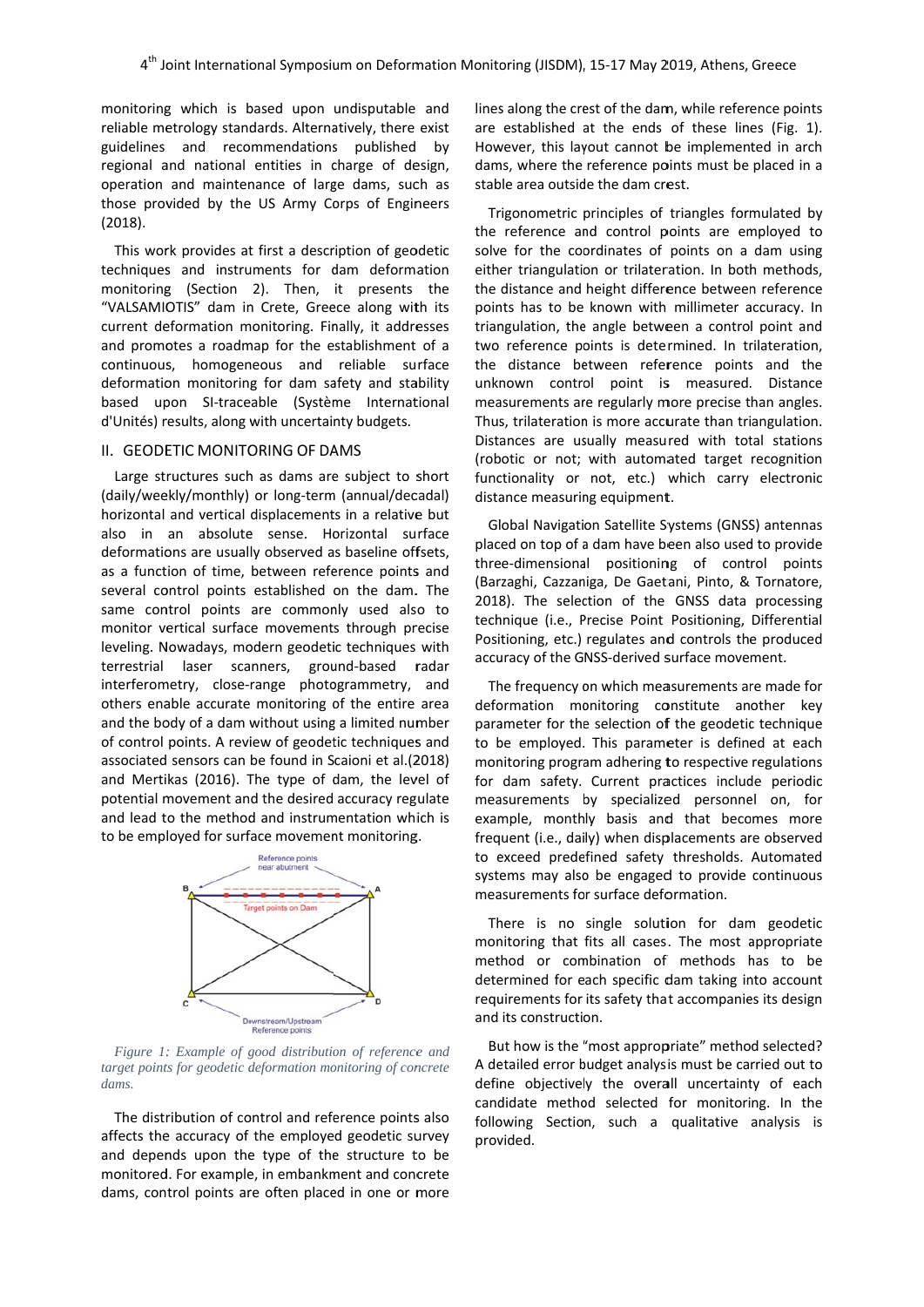monitoring which is based upon undisputable and reliable metrology standards. Alternatively, there exist guidelines and recommendations published by regional and national entities in charge of design, operation and maintenance of large dams, such as those provided by the US Army Corps of Engineers (2018).

This work provides at first a description of geodetic techniques and instruments for dam deformation monitoring (Section 2). Then, it presents the "VALSAMIOTIS" dam in Crete, Greece along with its current deformation monitoring. Finally, it addresses and promotes a roadmap for the establishment of a continuous, homogeneous and reliable surface deformation monitoring for dam safety and stability based upon SI-traceable (Système International d'Unités) results, along with uncertainty budgets.

## II. GEODETIC MONITORING OF DAMS

Large structures such as dams are subject to short (daily/weekly/monthly) or long-term (annual/decadal) horizontal and vertical displacements in a relative but also in an absolute sense. Horizontal surface deformations are usually observed as baseline offsets, as a function of time, between reference points and several control points established on the dam. The same control points are commonly used also to monitor vertical surface movements through precise leveling. Nowadays, modern geodetic techniques with terrestrial laser scanners, ground-based radar interferometry, close-range photogrammetry, and others enable accurate monitoring of the entire area and the body of a dam without using a limited number of control points. A review of geodetic techniques and associated sensors can be found in Scaioni et al.(2018) and Mertikas (2016). The type of dam, the level of potential movement and the desired accuracy regulate and lead to the method and instrumentation which is to be employed for surface movement monitoring.

*Figure 1: Example of good distribution of reference and target points for geodetic deformation monitoring of concrete dams.*

The distribution of control and reference points also affects the accuracy of the employed geodetic survey and depends upon the type of the structure to be monitored. For example, in embankment and concrete dams, control points are often placed in one or more lines along the crest of the dam, while reference points are established at the ends of these lines (Fig. 1). However, this layout cannot be implemented in arch dams, where the reference points must be placed in a stable area outside the dam crest.

Trigonometric principles of triangles formulated by the reference and control points are employed to solve for the coordinates of points on a dam using either triangulation or trilateration. In both methods, the distance and height difference between reference points has to be known with millimeter accuracy. In triangulation, the angle between a control point and two reference points is determined. In trilateration, the distance between reference points and the unknown control point is measured. Distance measurements are regularly more precise than angles. Thus, trilateration is more accurate than triangulation. Distances are usually measured with total stations (robotic or not; with automated target recognition functionality or not, etc.) which carry electronic distance measuring equipment.

Global Navigation Satellite Systems (GNSS) antennas placed on top of a dam have been also used to provide three-dimensional positioning of control points (Barzaghi, Cazzaniga, De Gaetani, Pinto, & Tornatore, 2018). The selection of the GNSS data processing technique (i.e., Precise Point Positioning, Differential Positioning, etc.) regulates and controls the produced accuracy of the GNSS-derived surface movement.

The frequency on which measurements are made for deformation monitoring constitute another key parameter for the selection of the geodetic technique to be employed. This parameter is defined at each monitoring program adhering to respective regulations for dam safety. Current practices include periodic measurements by specialized personnel on, for example, monthly basis and that becomes more frequent (i.e., daily) when displacements are observed to exceed predefined safety thresholds. Automated systems may also be engaged to provide continuous measurements for surface deformation.

There is no single solution for dam geodetic monitoring that fits all cases. The most appropriate method or combination of methods has to be determined for each specific dam taking into account requirements for its safety that accompanies its design and its construction.

But how is the "most appropriate" method selected? A detailed error budget analysis must be carried out to define objectively the overall uncertainty of each candidate method selected for monitoring. In the following Section, such a qualitative analysis is provided.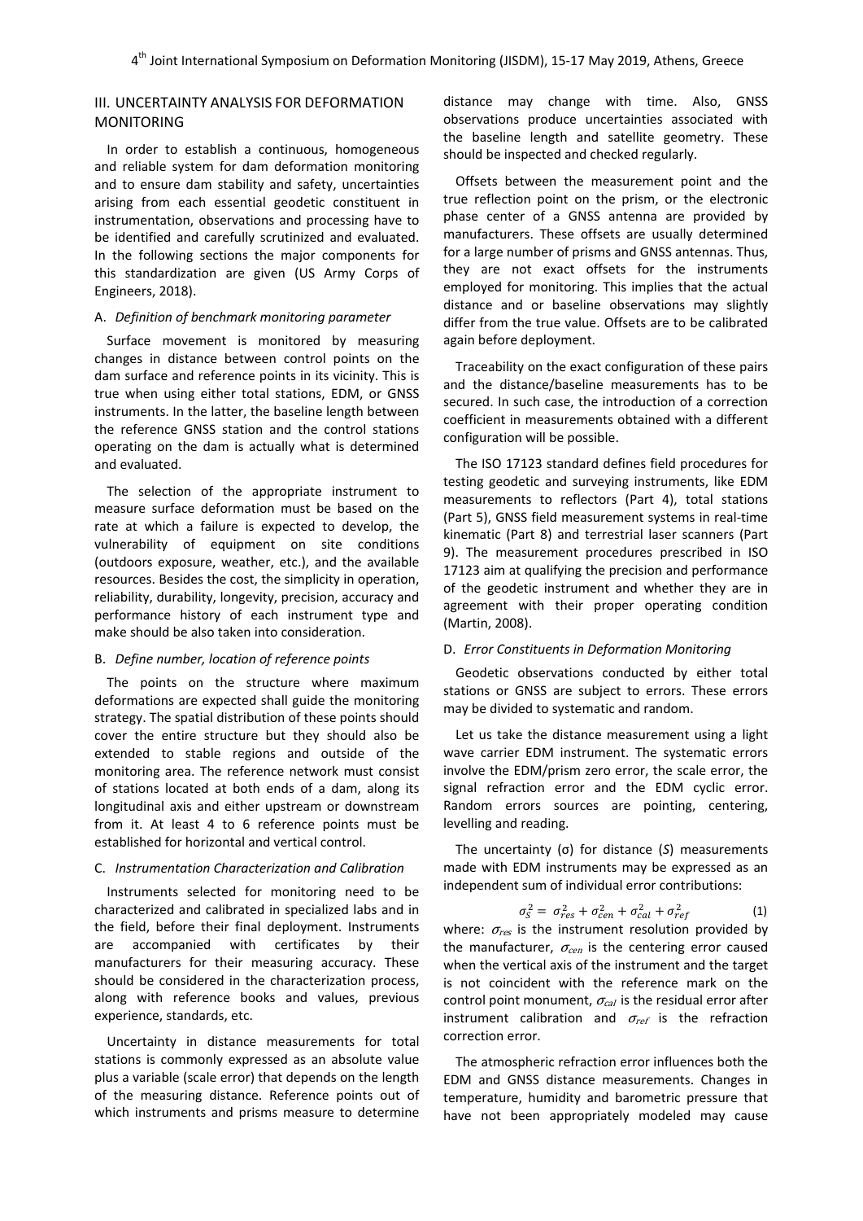## III. UNCERTAINTY ANALYSIS FOR DEFORMATION MONITORING

In order to establish a continuous, homogeneous and reliable system for dam deformation monitoring and to ensure dam stability and safety, uncertainties arising from each essential geodetic constituent in instrumentation, observations and processing have to be identified and carefully scrutinized and evaluated. In the following sections the major components for this standardization are given (US Army Corps of Engineers, 2018).

### A. *Definition of benchmark monitoring parameter*

Surface movement is monitored by measuring changes in distance between control points on the dam surface and reference points in its vicinity. This is true when using either total stations, EDM, or GNSS instruments. In the latter, the baseline length between the reference GNSS station and the control stations operating on the dam is actually what is determined and evaluated.

The selection of the appropriate instrument to measure surface deformation must be based on the rate at which a failure is expected to develop, the vulnerability of equipment on site conditions (outdoors exposure, weather, etc.), and the available resources. Besides the cost, the simplicity in operation, reliability, durability, longevity, precision, accuracy and performance history of each instrument type and make should be also taken into consideration.

### B. *Define number, location of reference points*

The points on the structure where maximum deformations are expected shall guide the monitoring strategy. The spatial distribution of these points should cover the entire structure but they should also be extended to stable regions and outside of the monitoring area. The reference network must consist of stations located at both ends of a dam, along its longitudinal axis and either upstream or downstream from it. At least 4 to 6 reference points must be established for horizontal and vertical control.

### C. *Instrumentation Characterization and Calibration*

Instruments selected for monitoring need to be characterized and calibrated in specialized labs and in the field, before their final deployment. Instruments are accompanied with certificates by their manufacturers for their measuring accuracy. These should be considered in the characterization process, along with reference books and values, previous experience, standards, etc.

Uncertainty in distance measurements for total stations is commonly expressed as an absolute value plus a variable (scale error) that depends on the length of the measuring distance. Reference points out of which instruments and prisms measure to determine distance may change with time. Also, GNSS observations produce uncertainties associated with the baseline length and satellite geometry. These should be inspected and checked regularly.

Offsets between the measurement point and the true reflection point on the prism, or the electronic phase center of a GNSS antenna are provided by manufacturers. These offsets are usually determined for a large number of prisms and GNSS antennas. Thus, they are not exact offsets for the instruments employed for monitoring. This implies that the actual distance and or baseline observations may slightly differ from the true value. Offsets are to be calibrated again before deployment.

Traceability on the exact configuration of these pairs and the distance/baseline measurements has to be secured. In such case, the introduction of a correction coefficient in measurements obtained with a different configuration will be possible.

The ISO 17123 standard defines field procedures for testing geodetic and surveying instruments, like EDM measurements to reflectors (Part 4), total stations (Part 5), GNSS field measurement systems in real-time kinematic (Part 8) and terrestrial laser scanners (Part 9). The measurement procedures prescribed in ISO 17123 aim at qualifying the precision and performance of the geodetic instrument and whether they are in agreement with their proper operating condition (Martin, 2008).

### D. *Error Constituents in Deformation Monitoring*

Geodetic observations conducted by either total stations or GNSS are subject to errors. These errors may be divided to systematic and random.

Let us take the distance measurement using a light wave carrier EDM instrument. The systematic errors involve the EDM/prism zero error, the scale error, the signal refraction error and the EDM cyclic error. Random errors sources are pointing, centering, levelling and reading.

The uncertainty ($\sigma$) for distance ($S$) measurements made with EDM instruments may be expressed as an independent sum of individual error contributions:

$$\sigma_S^2 = \sigma_{res}^2 + \sigma_{cen}^2 + \sigma_{cal}^2 + \sigma_{ref}^2 \quad (1)$$

where: $\sigma_{res}$ is the instrument resolution provided by the manufacturer, $\sigma_{cen}$ is the centering error caused when the vertical axis of the instrument and the target is not coincident with the reference mark on the control point monument, $\sigma_{cal}$ is the residual error after instrument calibration and $\sigma_{ref}$ is the refraction correction error.

The atmospheric refraction error influences both the EDM and GNSS distance measurements. Changes in temperature, humidity and barometric pressure that have not been appropriately modeled may cause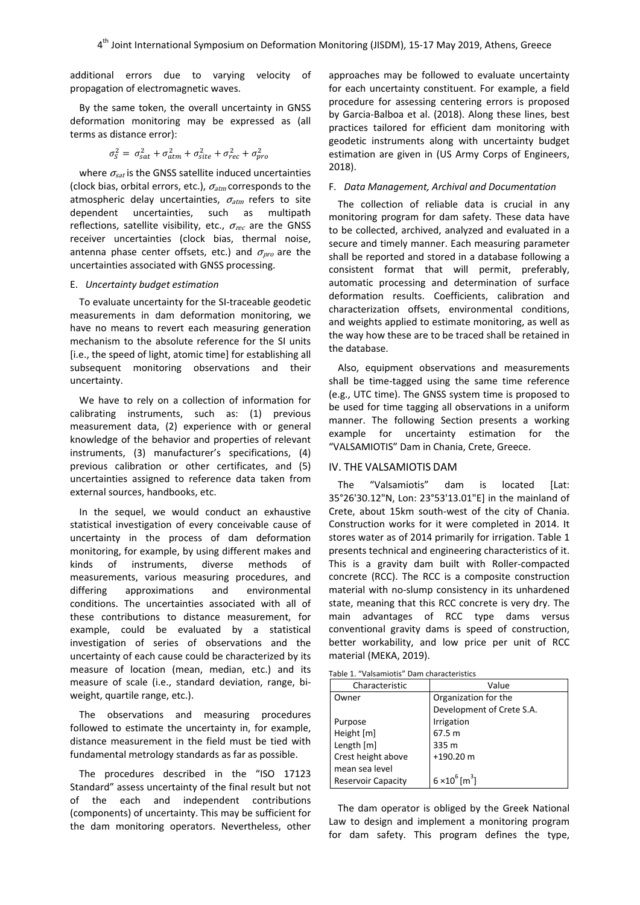additional errors due to varying velocity of propagation of electromagnetic waves.

By the same token, the overall uncertainty in GNSS deformation monitoring may be expressed as (all terms as distance error):

$$\sigma_S^2 = \sigma_{sat}^2 + \sigma_{atm}^2 + \sigma_{site}^2 + \sigma_{rec}^2 + \sigma_{pro}^2$$

where $\sigma_{sat}$ is the GNSS satellite induced uncertainties (clock bias, orbital errors, etc.), $\sigma_{atm}$ corresponds to the atmospheric delay uncertainties, $\sigma_{atm}$ refers to site dependent uncertainties, such as multipath reflections, satellite visibility, etc., $\sigma_{rec}$ are the GNSS receiver uncertainties (clock bias, thermal noise, antenna phase center offsets, etc.) and $\sigma_{pro}$ are the uncertainties associated with GNSS processing.

### E. *Uncertainty budget estimation*

To evaluate uncertainty for the SI-traceable geodetic measurements in dam deformation monitoring, we have no means to revert each measuring generation mechanism to the absolute reference for the SI units [i.e., the speed of light, atomic time] for establishing all subsequent monitoring observations and their uncertainty.

We have to rely on a collection of information for calibrating instruments, such as: (1) previous measurement data, (2) experience with or general knowledge of the behavior and properties of relevant instruments, (3) manufacturer's specifications, (4) previous calibration or other certificates, and (5) uncertainties assigned to reference data taken from external sources, handbooks, etc.

In the sequel, we would conduct an exhaustive statistical investigation of every conceivable cause of uncertainty in the process of dam deformation monitoring, for example, by using different makes and kinds of instruments, diverse methods of measurements, various measuring procedures, and differing approximations and environmental conditions. The uncertainties associated with all of these contributions to distance measurement, for example, could be evaluated by a statistical investigation of series of observations and the uncertainty of each cause could be characterized by its measure of location (mean, median, etc.) and its measure of scale (i.e., standard deviation, range, bi-weight, quartile range, etc.).

The observations and measuring procedures followed to estimate the uncertainty in, for example, distance measurement in the field must be tied with fundamental metrology standards as far as possible.

The procedures described in the "ISO 17123 Standard" assess uncertainty of the final result but not of the each and independent contributions (components) of uncertainty. This may be sufficient for the dam monitoring operators. Nevertheless, other approaches may be followed to evaluate uncertainty for each uncertainty constituent. For example, a field procedure for assessing centering errors is proposed by Garcia-Balboa et al. (2018). Along these lines, best practices tailored for efficient dam monitoring with geodetic instruments along with uncertainty budget estimation are given in (US Army Corps of Engineers, 2018).

### F. *Data Management, Archival and Documentation*

The collection of reliable data is crucial in any monitoring program for dam safety. These data have to be collected, archived, analyzed and evaluated in a secure and timely manner. Each measuring parameter shall be reported and stored in a database following a consistent format that will permit, preferably, automatic processing and determination of surface deformation results. Coefficients, calibration and characterization offsets, environmental conditions, and weights applied to estimate monitoring, as well as the way how these are to be traced shall be retained in the database.

Also, equipment observations and measurements shall be time-tagged using the same time reference (e.g., UTC time). The GNSS system time is proposed to be used for time tagging all observations in a uniform manner. The following Section presents a working example for uncertainty estimation for the "VALSAMIOTIS" Dam in Chania, Crete, Greece.

## IV. THE VALSAMIOTIS DAM

The "Valsamiotis" dam is located [Lat: 35°26'30.12"N, Lon: 23°53'13.01"E] in the mainland of Crete, about 15km south-west of the city of Chania. Construction works for it were completed in 2014. It stores water as of 2014 primarily for irrigation. Table 1 presents technical and engineering characteristics of it. This is a gravity dam built with Roller-compacted concrete (RCC). The RCC is a composite construction material with no-slump consistency in its unhardened state, meaning that this RCC concrete is very dry. The main advantages of RCC type dams versus conventional gravity dams is speed of construction, better workability, and low price per unit of RCC material (MEKA, 2019).

Table 1. "Valsamiotis" Dam characteristics

| Characteristic | Value |
|---|---|
| Owner | Organization for the Development of Crete S.A. |
| Purpose | Irrigation |
| Height [m] | 67.5 m |
| Length [m] | 335 m |
| Crest height above mean sea level | +190.20 m |
| Reservoir Capacity | $6 \times 10^6$ [m$^3$] |

The dam operator is obliged by the Greek National Law to design and implement a monitoring program for dam safety. This program defines the type,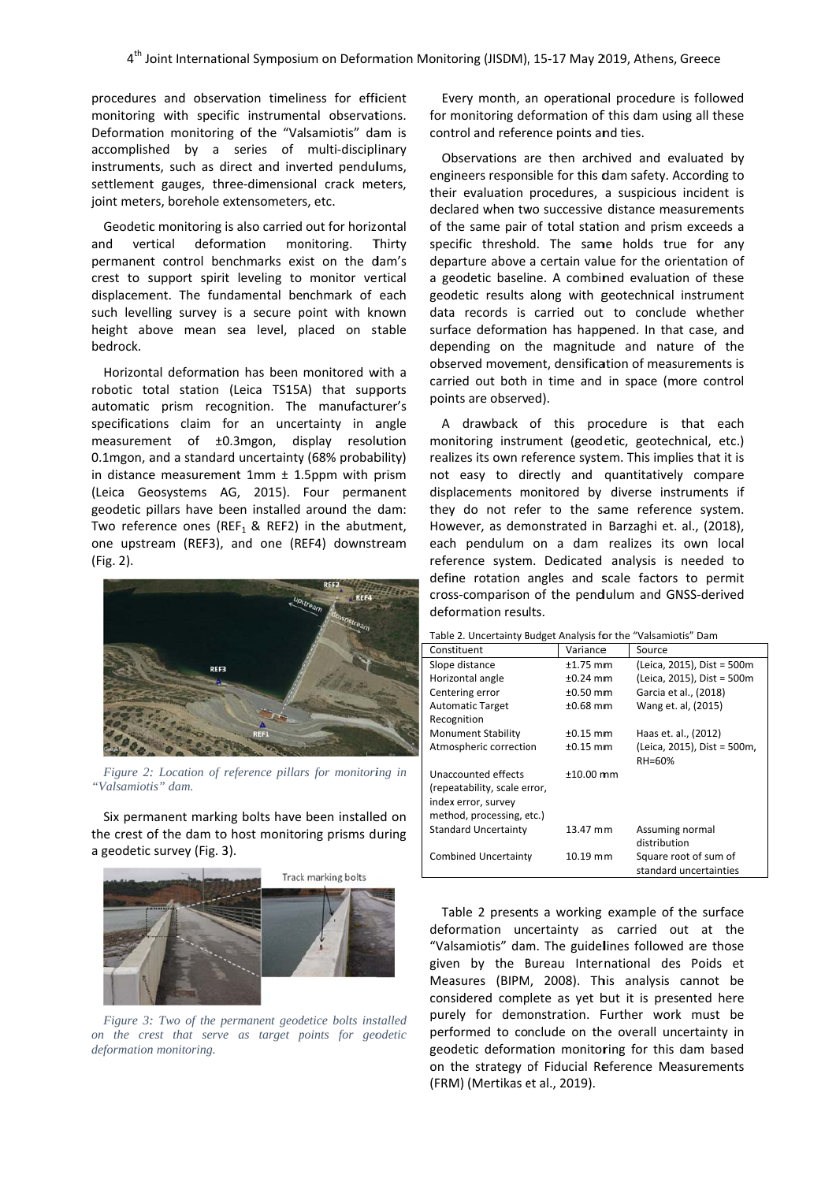procedures and observation timeliness for efficient monitoring with specific instrumental observations. Deformation monitoring of the "Valsamiotis" dam is accomplished by a series of multi-disciplinary instruments, such as direct and inverted pendulums, settlement gauges, three-dimensional crack meters, joint meters, borehole extensometers, etc.

Geodetic monitoring is also carried out for horizontal and vertical deformation monitoring. Thirty permanent control benchmarks exist on the dam's crest to support spirit leveling to monitor vertical displacement. The fundamental benchmark of each such levelling survey is a secure point with known height above mean sea level, placed on stable bedrock.

Horizontal deformation has been monitored with a robotic total station (Leica TS15A) that supports automatic prism recognition. The manufacturer's specifications claim for an uncertainty in angle measurement of ±0.3mgon, display resolution 0.1mgon, and a standard uncertainty (68% probability) in distance measurement 1mm ± 1.5ppm with prism (Leica Geosystems AG, 2015). Four permanent geodetic pillars have been installed around the dam: Two reference ones ($REF_1$ & REF2) in the abutment, one upstream (REF3), and one (REF4) downstream (Fig. 2).

*Figure 2: Location of reference pillars for monitoring in "Valsamiotis" dam.*

Six permanent marking bolts have been installed on the crest of the dam to host monitoring prisms during a geodetic survey (Fig. 3).

*Figure 3: Two of the permanent geodetice bolts installed on the crest that serve as target points for geodetic deformation monitoring.*

Every month, an operational procedure is followed for monitoring deformation of this dam using all these control and reference points and ties.

Observations are then archived and evaluated by engineers responsible for this dam safety. According to their evaluation procedures, a suspicious incident is declared when two successive distance measurements of the same pair of total station and prism exceeds a specific threshold. The same holds true for any departure above a certain value for the orientation of a geodetic baseline. A combined evaluation of these geodetic results along with geotechnical instrument data records is carried out to conclude whether surface deformation has happened. In that case, and depending on the magnitude and nature of the observed movement, densification of measurements is carried out both in time and in space (more control points are observed).

A drawback of this procedure is that each monitoring instrument (geodetic, geotechnical, etc.) realizes its own reference system. This implies that it is not easy to directly and quantitatively compare displacements monitored by diverse instruments if they do not refer to the same reference system. However, as demonstrated in Barzaghi et. al., (2018), each pendulum on a dam realizes its own local reference system. Dedicated analysis is needed to define rotation angles and scale factors to permit cross-comparison of the pendulum and GNSS-derived deformation results.

Table 2. Uncertainty Budget Analysis for the "Valsamiotis" Dam

| Constituent | Variance | Source |
|---|---|---|
| Slope distance | ±1.75 mm | (Leica, 2015), Dist = 500m |
| Horizontal angle | ±0.24 mm | (Leica, 2015), Dist = 500m |
| Centering error | ±0.50 mm | Garcia et al., (2018) |
| Automatic Target Recognition | ±0.68 mm | Wang et. al, (2015) |
| Monument Stability | ±0.15 mm | Haas et. al., (2012) |
| Atmospheric correction | ±0.15 mm | (Leica, 2015), Dist = 500m, RH=60% |
| Unaccounted effects (repeatability, scale error, index error, survey method, processing, etc.) | ±10.00 mm | |
| Standard Uncertainty | 13.47 mm | Assuming normal distribution |
| Combined Uncertainty | 10.19 mm | Square root of sum of standard uncertainties |

Table 2 presents a working example of the surface deformation uncertainty as carried out at the "Valsamiotis" dam. The guidelines followed are those given by the Bureau International des Poids et Measures (BIPM, 2008). This analysis cannot be considered complete as yet but it is presented here purely for demonstration. Further work must be performed to conclude on the overall uncertainty in geodetic deformation monitoring for this dam based on the strategy of Fiducial Reference Measurements (FRM) (Mertikas et al., 2019).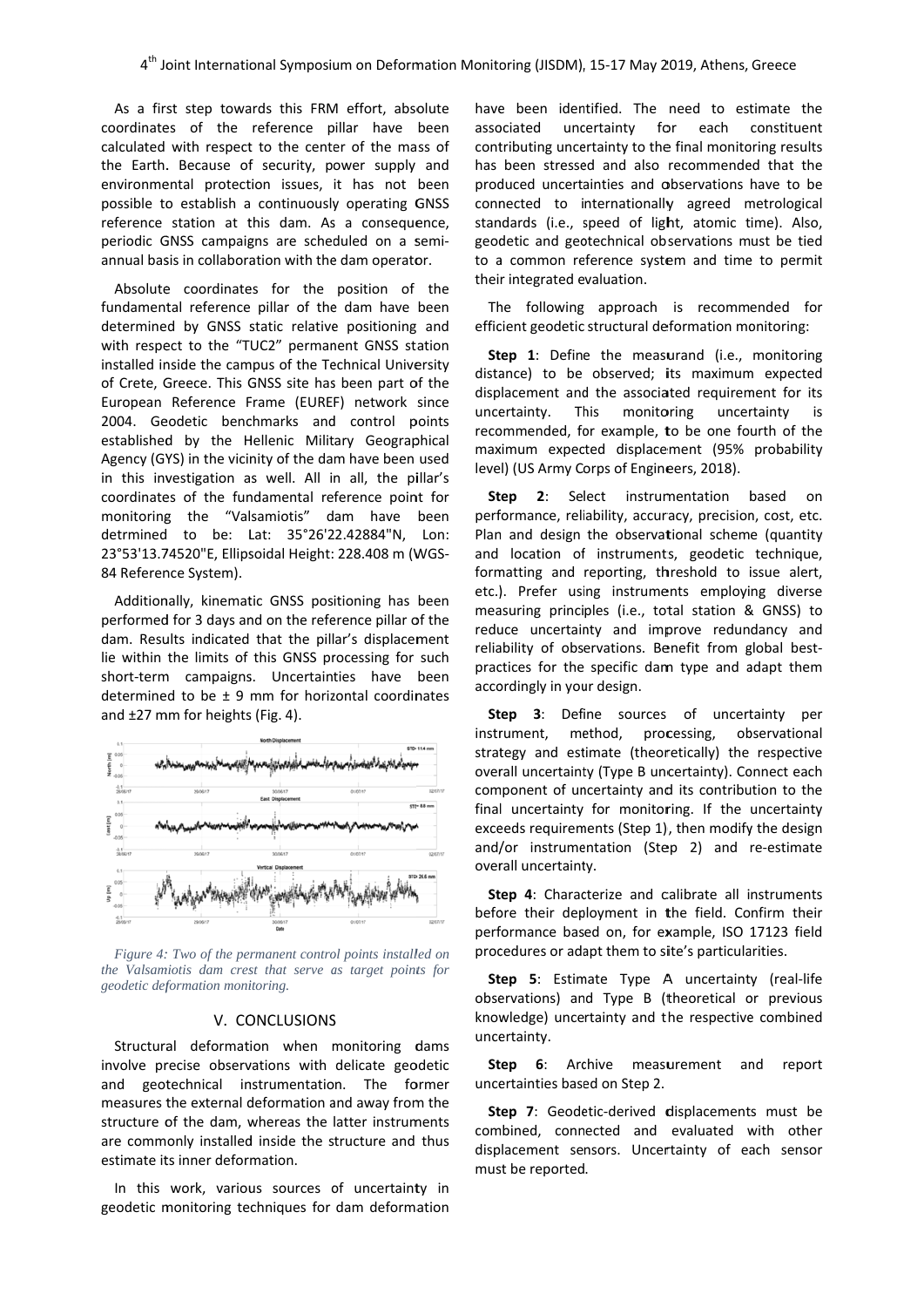As a first step towards this FRM effort, absolute coordinates of the reference pillar have been calculated with respect to the center of the mass of the Earth. Because of security, power supply and environmental protection issues, it has not been possible to establish a continuously operating GNSS reference station at this dam. As a consequence, periodic GNSS campaigns are scheduled on a semi-annual basis in collaboration with the dam operator.

Absolute coordinates for the position of the fundamental reference pillar of the dam have been determined by GNSS static relative positioning and with respect to the "TUC2" permanent GNSS station installed inside the campus of the Technical University of Crete, Greece. This GNSS site has been part of the European Reference Frame (EUREF) network since 2004. Geodetic benchmarks and control points established by the Hellenic Military Geographical Agency (GYS) in the vicinity of the dam have been used in this investigation as well. All in all, the pillar's coordinates of the fundamental reference point for monitoring the "Valsamiotis" dam have been detrmined to be: Lat: 35°26'22.42884"N, Lon: 23°53'13.74520"E, Ellipsoidal Height: 228.408 m (WGS-84 Reference System).

Additionally, kinematic GNSS positioning has been performed for 3 days and on the reference pillar of the dam. Results indicated that the pillar's displacement lie within the limits of this GNSS processing for such short-term campaigns. Uncertainties have been determined to be ± 9 mm for horizontal coordinates and ±27 mm for heights (Fig. 4).

*Figure 4: Two of the permanent control points installed on the Valsamiotis dam crest that serve as target points for geodetic deformation monitoring.*

## V. CONCLUSIONS

Structural deformation when monitoring dams involve precise observations with delicate geodetic and geotechnical instrumentation. The former measures the external deformation and away from the structure of the dam, whereas the latter instruments are commonly installed inside the structure and thus estimate its inner deformation.

In this work, various sources of uncertainty in geodetic monitoring techniques for dam deformation have been identified. The need to estimate the associated uncertainty for each constituent contributing uncertainty to the final monitoring results has been stressed and also recommended that the produced uncertainties and observations have to be connected to internationally agreed metrological standards (i.e., speed of light, atomic time). Also, geodetic and geotechnical observations must be tied to a common reference system and time to permit their integrated evaluation.

The following approach is recommended for efficient geodetic structural deformation monitoring:

**Step 1**: Define the measurand (i.e., monitoring distance) to be observed; its maximum expected displacement and the associated requirement for its uncertainty. This monitoring uncertainty is recommended, for example, to be one fourth of the maximum expected displacement (95% probability level) (US Army Corps of Engineers, 2018).

**Step 2**: Select instrumentation based on performance, reliability, accuracy, precision, cost, etc. Plan and design the observational scheme (quantity and location of instruments, geodetic technique, formatting and reporting, threshold to issue alert, etc.). Prefer using instruments employing diverse measuring principles (i.e., total station & GNSS) to reduce uncertainty and improve redundancy and reliability of observations. Benefit from global best-practices for the specific dam type and adapt them accordingly in your design.

**Step 3**: Define sources of uncertainty per instrument, method, processing, observational strategy and estimate (theoretically) the respective overall uncertainty (Type B uncertainty). Connect each component of uncertainty and its contribution to the final uncertainty for monitoring. If the uncertainty exceeds requirements (Step 1), then modify the design and/or instrumentation (Step 2) and re-estimate overall uncertainty.

**Step 4**: Characterize and calibrate all instruments before their deployment in the field. Confirm their performance based on, for example, ISO 17123 field procedures or adapt them to site's particularities.

**Step 5**: Estimate Type A uncertainty (real-life observations) and Type B (theoretical or previous knowledge) uncertainty and the respective combined uncertainty.

**Step 6**: Archive measurement and report uncertainties based on Step 2.

**Step 7**: Geodetic-derived displacements must be combined, connected and evaluated with other displacement sensors. Uncertainty of each sensor must be reported.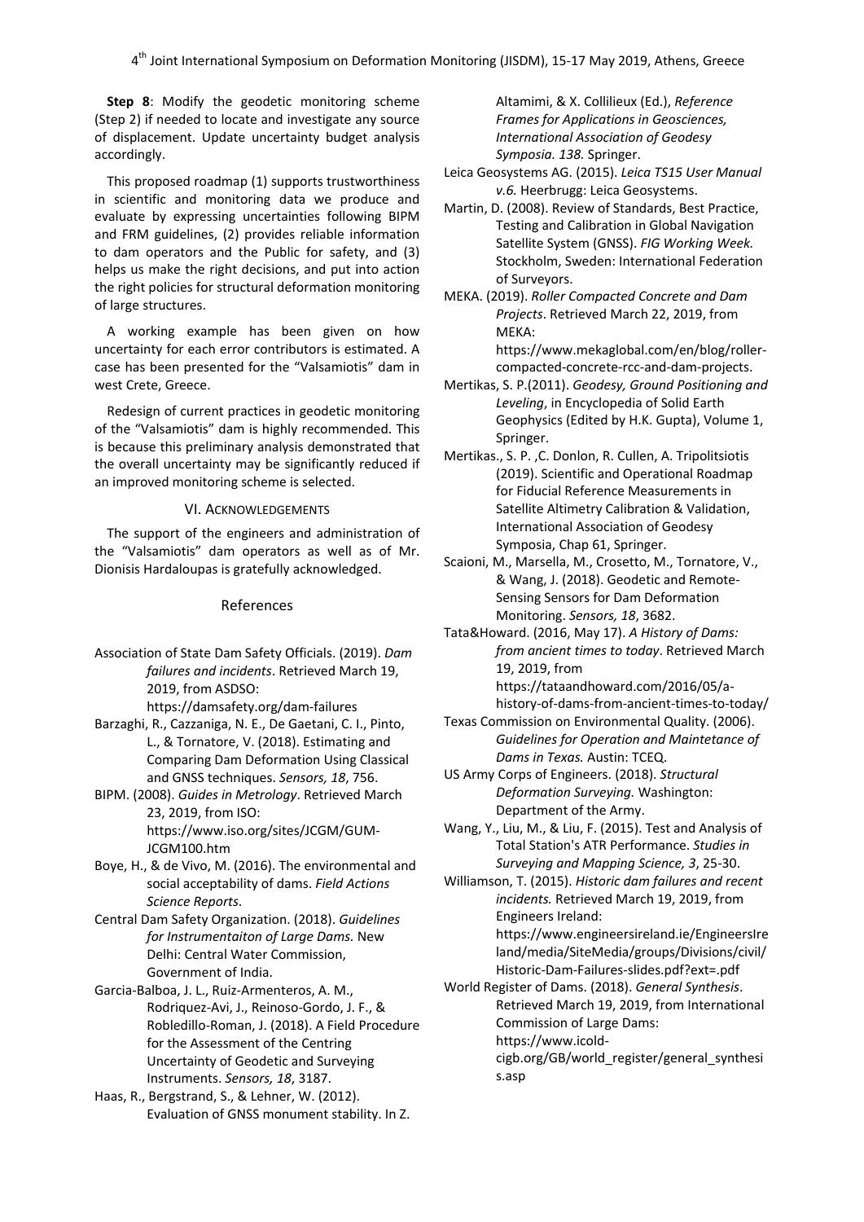**Step 8**: Modify the geodetic monitoring scheme (Step 2) if needed to locate and investigate any source of displacement. Update uncertainty budget analysis accordingly.

This proposed roadmap (1) supports trustworthiness in scientific and monitoring data we produce and evaluate by expressing uncertainties following BIPM and FRM guidelines, (2) provides reliable information to dam operators and the Public for safety, and (3) helps us make the right decisions, and put into action the right policies for structural deformation monitoring of large structures.

A working example has been given on how uncertainty for each error contributors is estimated. A case has been presented for the "Valsamiotis" dam in west Crete, Greece.

Redesign of current practices in geodetic monitoring of the "Valsamiotis" dam is highly recommended. This is because this preliminary analysis demonstrated that the overall uncertainty may be significantly reduced if an improved monitoring scheme is selected.

## VI. Acknowledgements

The support of the engineers and administration of the "Valsamiotis" dam operators as well as of Mr. Dionisis Hardaloupas is gratefully acknowledged.

## References

Association of State Dam Safety Officials. (2019). *Dam failures and incidents*. Retrieved March 19, 2019, from ASDSO: https://damsafety.org/dam-failures

Barzaghi, R., Cazzaniga, N. E., De Gaetani, C. I., Pinto, L., & Tornatore, V. (2018). Estimating and Comparing Dam Deformation Using Classical and GNSS techniques. *Sensors, 18*, 756.

BIPM. (2008). *Guides in Metrology*. Retrieved March 23, 2019, from ISO: https://www.iso.org/sites/JCGM/GUM-JCGM100.htm

Boye, H., & de Vivo, M. (2016). The environmental and social acceptability of dams. *Field Actions Science Reports*.

Central Dam Safety Organization. (2018). *Guidelines for Instrumentaiton of Large Dams.* New Delhi: Central Water Commission, Government of India.

Garcia-Balboa, J. L., Ruiz-Armenteros, A. M., Rodriquez-Avi, J., Reinoso-Gordo, J. F., & Robledillo-Roman, J. (2018). A Field Procedure for the Assessment of the Centring Uncertainty of Geodetic and Surveying Instruments. *Sensors, 18*, 3187.

Haas, R., Bergstrand, S., & Lehner, W. (2012). Evaluation of GNSS monument stability. In Z. Altamimi, & X. Collilieux (Ed.), *Reference Frames for Applications in Geosciences, International Association of Geodesy Symposia. 138.* Springer.

Leica Geosystems AG. (2015). *Leica TS15 User Manual v.6.* Heerbrugg: Leica Geosystems.

Martin, D. (2008). Review of Standards, Best Practice, Testing and Calibration in Global Navigation Satellite System (GNSS). *FIG Working Week.* Stockholm, Sweden: International Federation of Surveyors.

MEKA. (2019). *Roller Compacted Concrete and Dam Projects*. Retrieved March 22, 2019, from MEKA: https://www.mekaglobal.com/en/blog/roller-compacted-concrete-rcc-and-dam-projects.

Mertikas, S. P.(2011). *Geodesy, Ground Positioning and Leveling*, in Encyclopedia of Solid Earth Geophysics (Edited by H.K. Gupta), Volume 1, Springer.

Mertikas., S. P. ,C. Donlon, R. Cullen, A. Tripolitsiotis (2019). Scientific and Operational Roadmap for Fiducial Reference Measurements in Satellite Altimetry Calibration & Validation, International Association of Geodesy Symposia, Chap 61, Springer.

Scaioni, M., Marsella, M., Crosetto, M., Tornatore, V., & Wang, J. (2018). Geodetic and Remote-Sensing Sensors for Dam Deformation Monitoring. *Sensors, 18*, 3682.

Tata&Howard. (2016, May 17). *A History of Dams: from ancient times to today*. Retrieved March 19, 2019, from https://tataandhoward.com/2016/05/a-history-of-dams-from-ancient-times-to-today/

Texas Commission on Environmental Quality. (2006). *Guidelines for Operation and Maintetance of Dams in Texas.* Austin: TCEQ.

US Army Corps of Engineers. (2018). *Structural Deformation Surveying.* Washington: Department of the Army.

Wang, Y., Liu, M., & Liu, F. (2015). Test and Analysis of Total Station's ATR Performance. *Studies in Surveying and Mapping Science, 3*, 25-30.

Williamson, T. (2015). *Historic dam failures and recent incidents.* Retrieved March 19, 2019, from Engineers Ireland: https://www.engineersireland.ie/EngineersIreland/media/SiteMedia/groups/Divisions/civil/Historic-Dam-Failures-slides.pdf?ext=.pdf

World Register of Dams. (2018). *General Synthesis*. Retrieved March 19, 2019, from International Commission of Large Dams: https://www.icold-cigb.org/GB/world_register/general_synthesis.asp